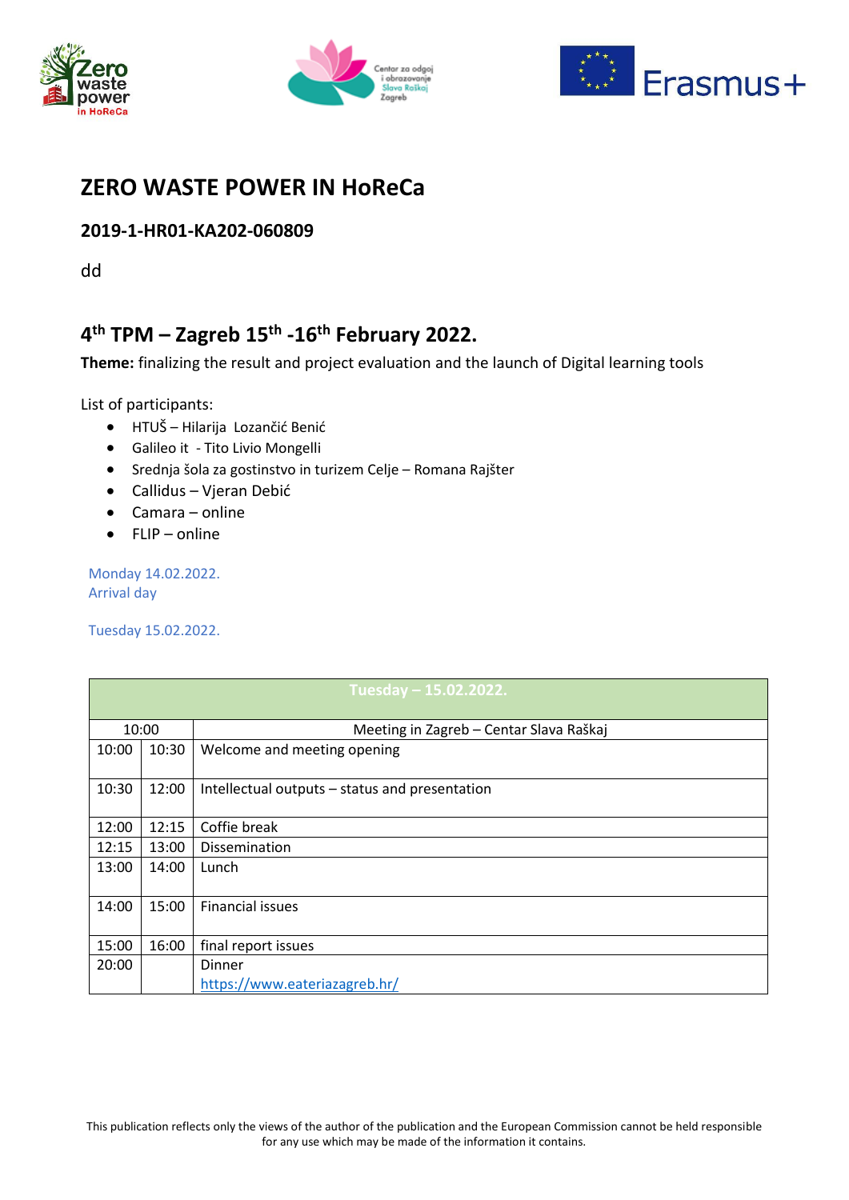# ZERO WASTE POWER IN HoReCa

## 2019-1-HR01-KA202-060809

dd

## 4th TPM – Zagreb 15th -16th February 2022.

**Theme:** finalizing the result and project evaluation and the launch of Digital learning tools

List of participants:

- HTUŠ – Hilarija Lozančić Benić
- Galileo it - Tito Livio Mongelli
- Srednja šola za gostinstvo in turizem Celje – Romana Rajšter
- Callidus – Vjeran Debić
- Camara – online
- FLIP – online

Monday 14.02.2022.
Arrival day

Tuesday 15.02.2022.

| Tuesday – 15.02.2022. | | |
|---|---|---|
| 10:00 | | Meeting in Zagreb – Centar Slava Raškaj |
| 10:00 | 10:30 | Welcome and meeting opening |
| 10:30 | 12:00 | Intellectual outputs – status and presentation |
| 12:00 | 12:15 | Coffie break |
| 12:15 | 13:00 | Dissemination |
| 13:00 | 14:00 | Lunch |
| 14:00 | 15:00 | Financial issues |
| 15:00 | 16:00 | final report issues |
| 20:00 | | Dinner<br>https://www.eateriazagreb.hr/ |

This publication reflects only the views of the author of the publication and the European Commission cannot be held responsible for any use which may be made of the information it contains.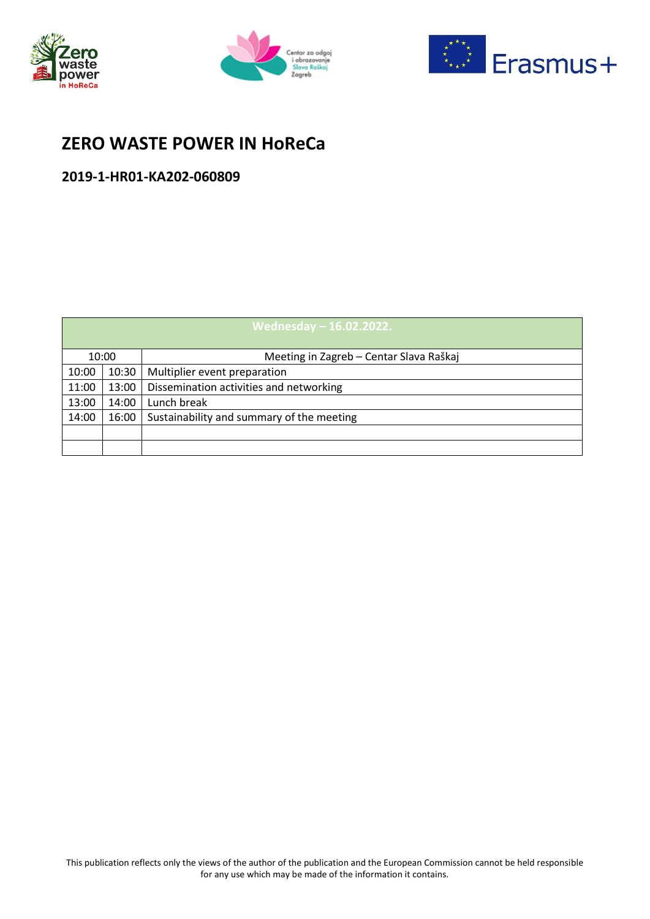# ZERO WASTE POWER IN HoReCa

## 2019-1-HR01-KA202-060809

| Wednesday – 16.02.2022. | | |
|---|---|---|
| 10:00 | | Meeting in Zagreb – Centar Slava Raškaj |
| 10:00 | 10:30 | Multiplier event preparation |
| 11:00 | 13:00 | Dissemination activities and networking |
| 13:00 | 14:00 | Lunch break |
| 14:00 | 16:00 | Sustainability and summary of the meeting |
| | | |
| | | |

This publication reflects only the views of the author of the publication and the European Commission cannot be held responsible for any use which may be made of the information it contains.